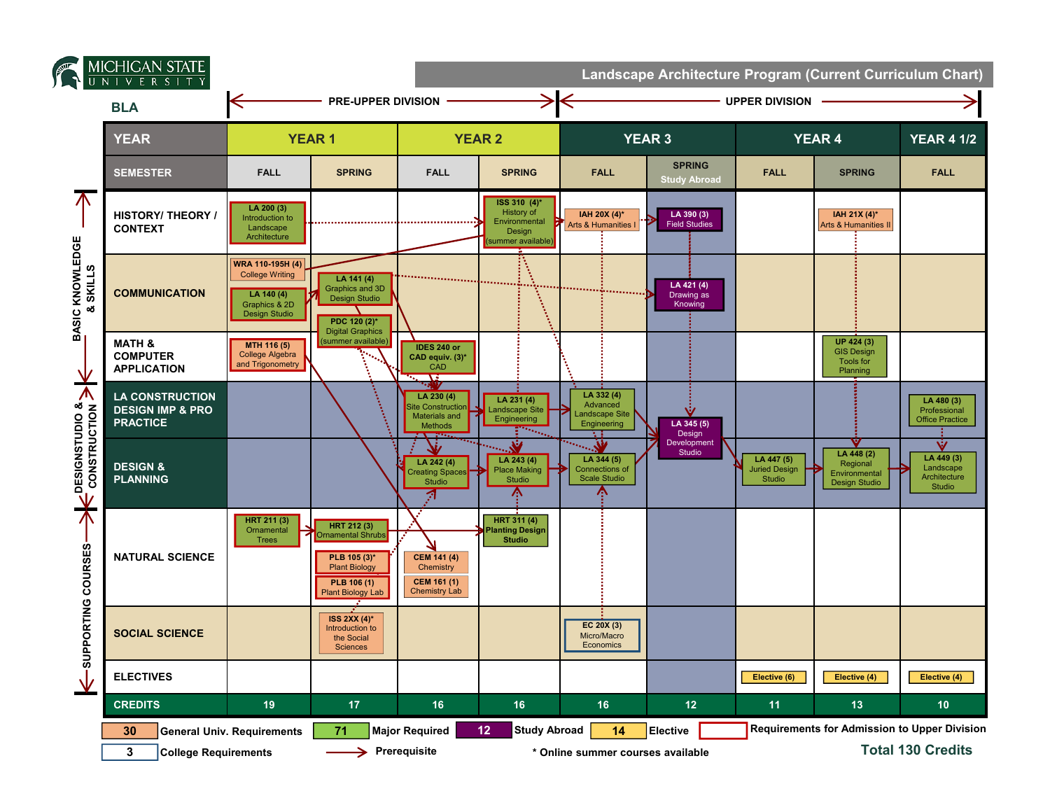MICHIGAN STATE UNIVERSITY

# Landscape Architecture Program (Current Curriculum Chart)

## BLA

PRE-UPPER DIVISION (Years 1–2) | UPPER DIVISION (Years 3–4 1/2)

| YEAR | YEAR 1 | | YEAR 2 | | YEAR 3 | | YEAR 4 | | YEAR 4 1/2 |
|---|---|---|---|---|---|---|---|---|---|
| SEMESTER | FALL | SPRING | FALL | SPRING | FALL | SPRING Study Abroad | FALL | SPRING | FALL |
| HISTORY/ THEORY / CONTEXT | LA 200 (3) Introduction to Landscape Architecture | | | ISS 310 (4)* History of Environmental Design (summer available) | IAH 20X (4)* Arts & Humanities I | LA 390 (3) Field Studies | | IAH 21X (4)* Arts & Humanities II | |
| COMMUNICATION | WRA 110-195H (4) College Writing; LA 140 (4) Graphics & 2D Design Studio | LA 141 (4) Graphics and 3D Design Studio; PDC 120 (2)* Digital Graphics (summer available) | | | | LA 421 (4) Drawing as Knowing | | | |
| MATH & COMPUTER APPLICATION | MTH 116 (5) College Algebra and Trigonometry | | IDES 240 or CAD equiv. (3)* CAD | | | | | UP 424 (3) GIS Design Tools for Planning | |
| LA CONSTRUCTION DESIGN IMP & PRO PRACTICE | | | LA 230 (4) Site Construction Materials and Methods | LA 231 (4) Landscape Site Engineering | LA 332 (4) Advanced Landscape Site Engineering | LA 345 (5) Design Development Studio | | | LA 480 (3) Professional Office Practice |
| DESIGN & PLANNING | | | LA 242 (4) Creating Spaces Studio | LA 243 (4) Place Making Studio | LA 344 (5) Connections of Scale Studio | | LA 447 (5) Juried Design Studio | LA 448 (2) Regional Environmental Design Studio | LA 449 (3) Landscape Architecture Studio |
| NATURAL SCIENCE | HRT 211 (3) Ornamental Trees | HRT 212 (3) Ornamental Shrubs; PLB 105 (3)* Plant Biology; PLB 106 (1) Plant Biology Lab | CEM 141 (4) Chemistry; CEM 161 (1) Chemistry Lab | HRT 311 (4) Planting Design Studio | | | | | |
| SOCIAL SCIENCE | | ISS 2XX (4)* Introduction to the Social Sciences | | | EC 20X (3) Micro/Macro Economics | | | | |
| ELECTIVES | | | | | | | Elective (6) | Elective (4) | Elective (4) |
| CREDITS | 19 | 17 | 16 | 16 | 16 | 12 | 11 | 13 | 10 |

Row groupings: BASIC KNOWLEDGE & SKILLS (History/Theory/Context, Communication, Math & Computer Application); DESIGN STUDIO & CONSTRUCTION (LA Construction Design Imp & Pro Practice, Design & Planning); SUPPORTING COURSES (Natural Science, Social Science, Electives).

**Legend:**

- 30 General Univ. Requirements
- 71 Major Required
- 12 Study Abroad
- 14 Elective
- Requirements for Admission to Upper Division (red outline)
- 3 College Requirements
- → Prerequisite
- \* Online summer courses available

**Total 130 Credits**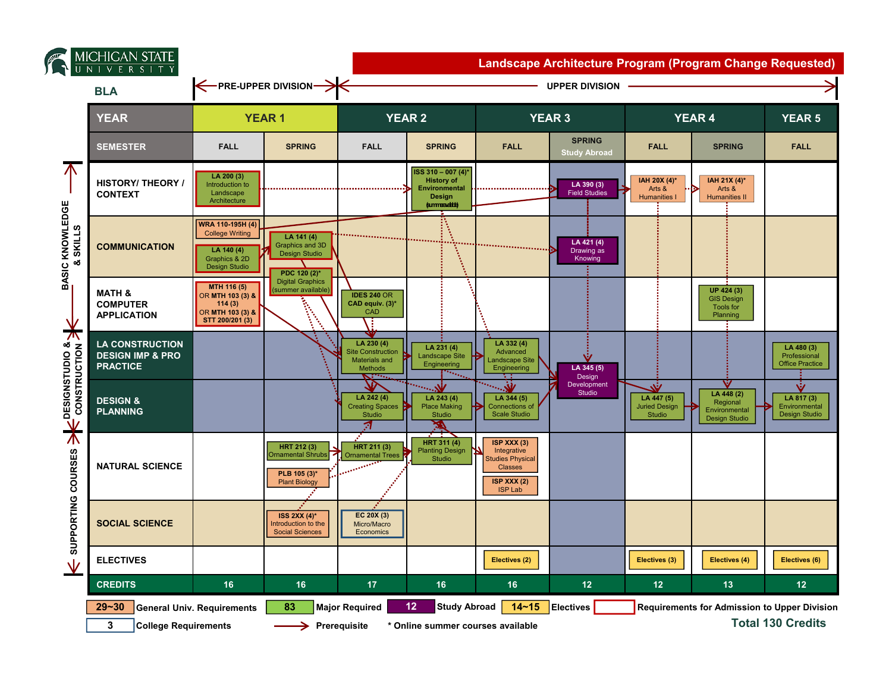# Landscape Architecture Program (Program Change Requested)

MICHIGAN STATE UNIVERSITY

**BLA**

PRE-UPPER DIVISION | UPPER DIVISION

| | YEAR | YEAR 1 | | YEAR 2 | | YEAR 3 | | YEAR 4 | | YEAR 5 |
|---|---|---|---|---|---|---|---|---|---|---|
| | SEMESTER | FALL | SPRING | FALL | SPRING | FALL | SPRING Study Abroad | FALL | SPRING | FALL |
| BASIC KNOWLEDGE & SKILLS | HISTORY/ THEORY / CONTEXT | LA 200 (3) Introduction to Landscape Architecture | | | ISS 310 – 007 (4)* History of Environmental Design (summer) | | LA 390 (3) Field Studies | IAH 20X (4)* Arts & Humanities I | IAH 21X (4)* Arts & Humanities II | |
| | COMMUNICATION | WRA 110-195H (4) College Writing; LA 140 (4) Graphics & 2D Design Studio | LA 141 (4) Graphics and 3D Design Studio; PDC 120 (2)* Digital Graphics (summer available) | | | | LA 421 (4) Drawing as Knowing | | | |
| | MATH & COMPUTER APPLICATION | MTH 116 (5) OR MTH 103 (3) & 114 (3) OR MTH 103 (3) & STT 200/201 (3) | | IDES 240 OR CAD equiv. (3)* CAD | | | | | UP 424 (3) GIS Design Tools for Planning | |
| DESIGNSTUDIO & CONSTRUCTION | LA CONSTRUCTION DESIGN IMP & PRO PRACTICE | | | LA 230 (4) Site Construction Materials and Methods | LA 231 (4) Landscape Site Engineering | LA 332 (4) Advanced Landscape Site Engineering | LA 345 (5) Design Development Studio | | | LA 480 (3) Professional Office Practice |
| | DESIGN & PLANNING | | | LA 242 (4) Creating Spaces Studio | LA 243 (4) Place Making Studio | LA 344 (5) Connections of Scale Studio | | LA 447 (5) Juried Design Studio | LA 448 (2) Regional Environmental Design Studio | LA 817 (3) Environmental Design Studio |
| SUPPORTING COURSES | NATURAL SCIENCE | | HRT 212 (3) Ornamental Shrubs; PLB 105 (3)* Plant Biology | HRT 211 (3) Ornamental Trees | HRT 311 (4) Planting Design Studio | ISP XXX (3) Integrative Studies Physical Classes; ISP XXX (2) ISP Lab | | | | |
| | SOCIAL SCIENCE | | ISS 2XX (4)* Introduction to the Social Sciences | EC 20X (3) Micro/Macro Economics | | | | | | |
| | ELECTIVES | | | | | Electives (2) | | Electives (3) | Electives (4) | Electives (6) |
| | CREDITS | 16 | 16 | 17 | 16 | 16 | 12 | 12 | 13 | 12 |

29~30 General Univ. Requirements | 83 Major Required | 12 Study Abroad | 14~15 Electives | Requirements for Admission to Upper Division

3 College Requirements | → Prerequisite | * Online summer courses available

**Total 130 Credits**